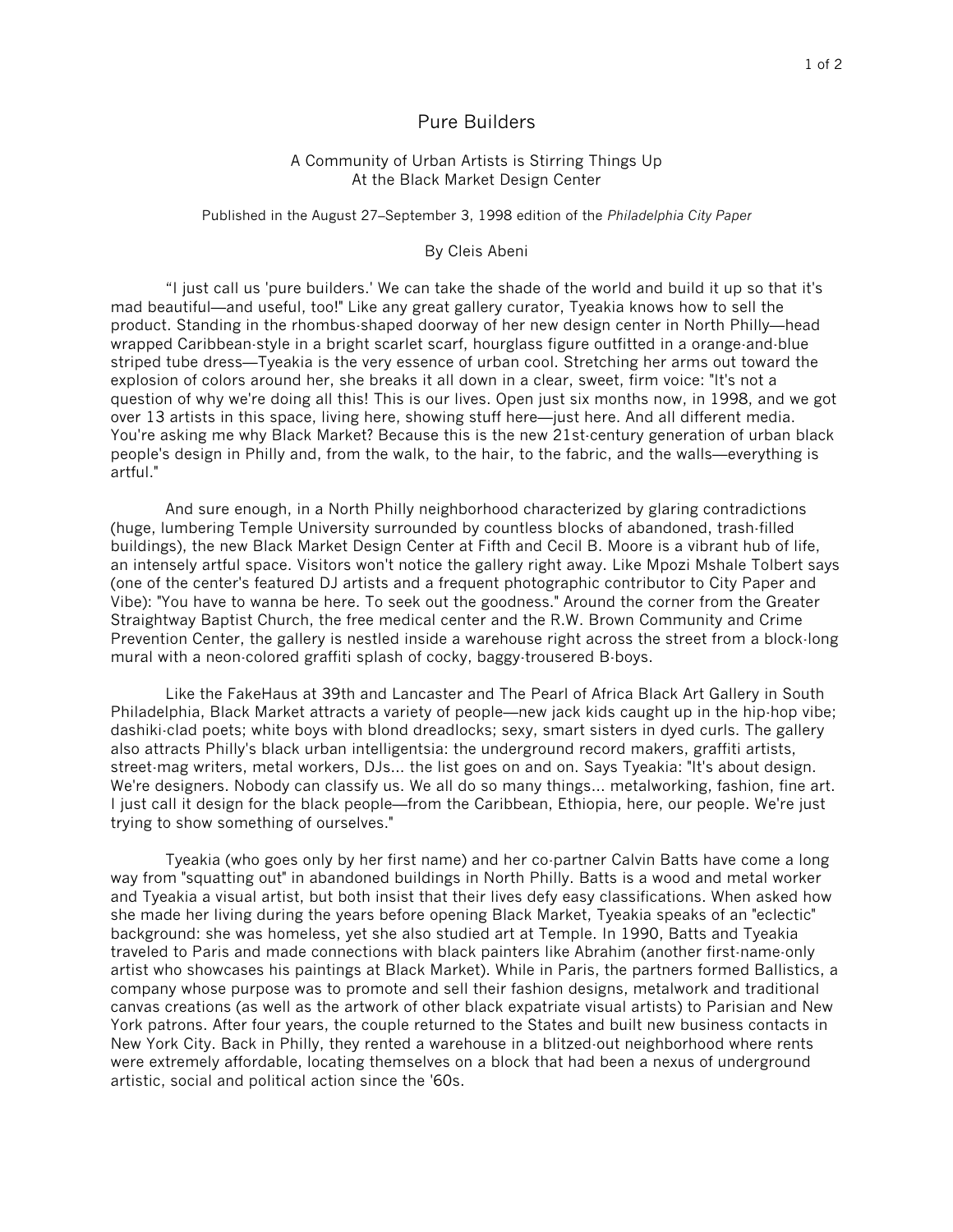# Pure Builders

## A Community of Urban Artists is Stirring Things Up At the Black Market Design Center

Published in the August 27–September 3, 1998 edition of the *Philadelphia City Paper*

By Cleis Abeni

"I just call us 'pure builders.' We can take the shade of the world and build it up so that it's mad beautiful—and useful, too!" Like any great gallery curator, Tyeakia knows how to sell the product. Standing in the rhombus-shaped doorway of her new design center in North Philly—head wrapped Caribbean-style in a bright scarlet scarf, hourglass figure outfitted in a orange-and-blue striped tube dress—Tyeakia is the very essence of urban cool. Stretching her arms out toward the explosion of colors around her, she breaks it all down in a clear, sweet, firm voice: "It's not a question of why we're doing all this! This is our lives. Open just six months now, in 1998, and we got over 13 artists in this space, living here, showing stuff here—just here. And all different media. You're asking me why Black Market? Because this is the new 21st-century generation of urban black people's design in Philly and, from the walk, to the hair, to the fabric, and the walls—everything is artful."

And sure enough, in a North Philly neighborhood characterized by glaring contradictions (huge, lumbering Temple University surrounded by countless blocks of abandoned, trash-filled buildings), the new Black Market Design Center at Fifth and Cecil B. Moore is a vibrant hub of life, an intensely artful space. Visitors won't notice the gallery right away. Like Mpozi Mshale Tolbert says (one of the center's featured DJ artists and a frequent photographic contributor to City Paper and Vibe): "You have to wanna be here. To seek out the goodness." Around the corner from the Greater Straightway Baptist Church, the free medical center and the R.W. Brown Community and Crime Prevention Center, the gallery is nestled inside a warehouse right across the street from a block-long mural with a neon-colored graffiti splash of cocky, baggy-trousered B-boys.

Like the FakeHaus at 39th and Lancaster and The Pearl of Africa Black Art Gallery in South Philadelphia, Black Market attracts a variety of people—new jack kids caught up in the hip-hop vibe; dashiki-clad poets; white boys with blond dreadlocks; sexy, smart sisters in dyed curls. The gallery also attracts Philly's black urban intelligentsia: the underground record makers, graffiti artists, street-mag writers, metal workers, DJs... the list goes on and on. Says Tyeakia: "It's about design. We're designers. Nobody can classify us. We all do so many things... metalworking, fashion, fine art. I just call it design for the black people—from the Caribbean, Ethiopia, here, our people. We're just trying to show something of ourselves."

Tyeakia (who goes only by her first name) and her co-partner Calvin Batts have come a long way from "squatting out" in abandoned buildings in North Philly. Batts is a wood and metal worker and Tyeakia a visual artist, but both insist that their lives defy easy classifications. When asked how she made her living during the years before opening Black Market, Tyeakia speaks of an "eclectic" background: she was homeless, yet she also studied art at Temple. In 1990, Batts and Tyeakia traveled to Paris and made connections with black painters like Abrahim (another first-name-only artist who showcases his paintings at Black Market). While in Paris, the partners formed Ballistics, a company whose purpose was to promote and sell their fashion designs, metalwork and traditional canvas creations (as well as the artwork of other black expatriate visual artists) to Parisian and New York patrons. After four years, the couple returned to the States and built new business contacts in New York City. Back in Philly, they rented a warehouse in a blitzed-out neighborhood where rents were extremely affordable, locating themselves on a block that had been a nexus of underground artistic, social and political action since the '60s.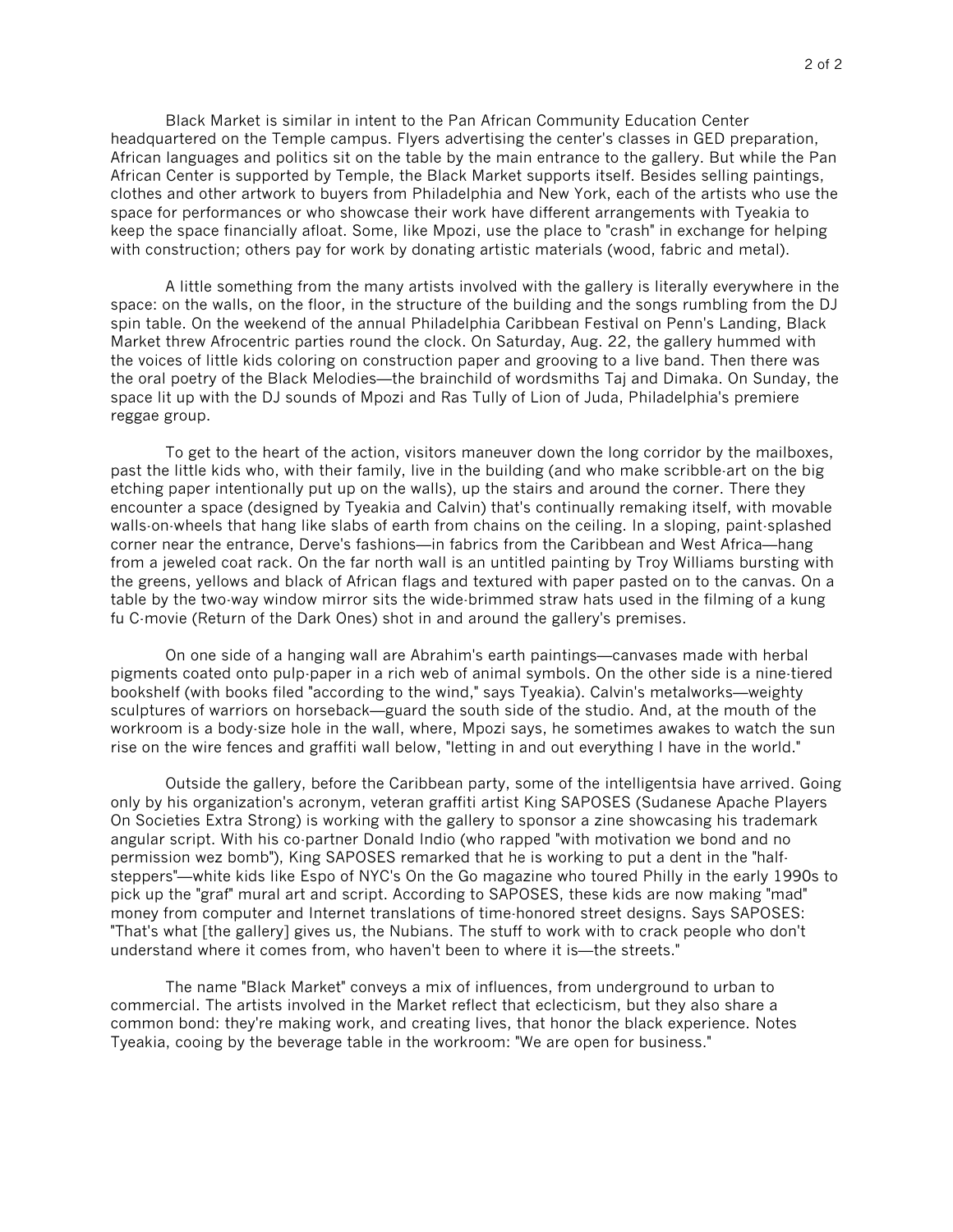Black Market is similar in intent to the Pan African Community Education Center headquartered on the Temple campus. Flyers advertising the center's classes in GED preparation, African languages and politics sit on the table by the main entrance to the gallery. But while the Pan African Center is supported by Temple, the Black Market supports itself. Besides selling paintings, clothes and other artwork to buyers from Philadelphia and New York, each of the artists who use the space for performances or who showcase their work have different arrangements with Tyeakia to keep the space financially afloat. Some, like Mpozi, use the place to "crash" in exchange for helping with construction; others pay for work by donating artistic materials (wood, fabric and metal).

A little something from the many artists involved with the gallery is literally everywhere in the space: on the walls, on the floor, in the structure of the building and the songs rumbling from the DJ spin table. On the weekend of the annual Philadelphia Caribbean Festival on Penn's Landing, Black Market threw Afrocentric parties round the clock. On Saturday, Aug. 22, the gallery hummed with the voices of little kids coloring on construction paper and grooving to a live band. Then there was the oral poetry of the Black Melodies—the brainchild of wordsmiths Taj and Dimaka. On Sunday, the space lit up with the DJ sounds of Mpozi and Ras Tully of Lion of Juda, Philadelphia's premiere reggae group.

To get to the heart of the action, visitors maneuver down the long corridor by the mailboxes, past the little kids who, with their family, live in the building (and who make scribble-art on the big etching paper intentionally put up on the walls), up the stairs and around the corner. There they encounter a space (designed by Tyeakia and Calvin) that's continually remaking itself, with movable walls-on-wheels that hang like slabs of earth from chains on the ceiling. In a sloping, paint-splashed corner near the entrance, Derve's fashions—in fabrics from the Caribbean and West Africa—hang from a jeweled coat rack. On the far north wall is an untitled painting by Troy Williams bursting with the greens, yellows and black of African flags and textured with paper pasted on to the canvas. On a table by the two-way window mirror sits the wide-brimmed straw hats used in the filming of a kung fu C-movie (Return of the Dark Ones) shot in and around the gallery's premises.

On one side of a hanging wall are Abrahim's earth paintings—canvases made with herbal pigments coated onto pulp-paper in a rich web of animal symbols. On the other side is a nine-tiered bookshelf (with books filed "according to the wind," says Tyeakia). Calvin's metalworks—weighty sculptures of warriors on horseback—guard the south side of the studio. And, at the mouth of the workroom is a body-size hole in the wall, where, Mpozi says, he sometimes awakes to watch the sun rise on the wire fences and graffiti wall below, "letting in and out everything I have in the world."

Outside the gallery, before the Caribbean party, some of the intelligentsia have arrived. Going only by his organization's acronym, veteran graffiti artist King SAPOSES (Sudanese Apache Players On Societies Extra Strong) is working with the gallery to sponsor a zine showcasing his trademark angular script. With his co-partner Donald Indio (who rapped "with motivation we bond and no permission wez bomb"), King SAPOSES remarked that he is working to put a dent in the "half-steppers"—white kids like Espo of NYC's On the Go magazine who toured Philly in the early 1990s to pick up the "graf" mural art and script. According to SAPOSES, these kids are now making "mad" money from computer and Internet translations of time-honored street designs. Says SAPOSES: "That's what [the gallery] gives us, the Nubians. The stuff to work with to crack people who don't understand where it comes from, who haven't been to where it is—the streets."

The name "Black Market" conveys a mix of influences, from underground to urban to commercial. The artists involved in the Market reflect that eclecticism, but they also share a common bond: they're making work, and creating lives, that honor the black experience. Notes Tyeakia, cooing by the beverage table in the workroom: "We are open for business."